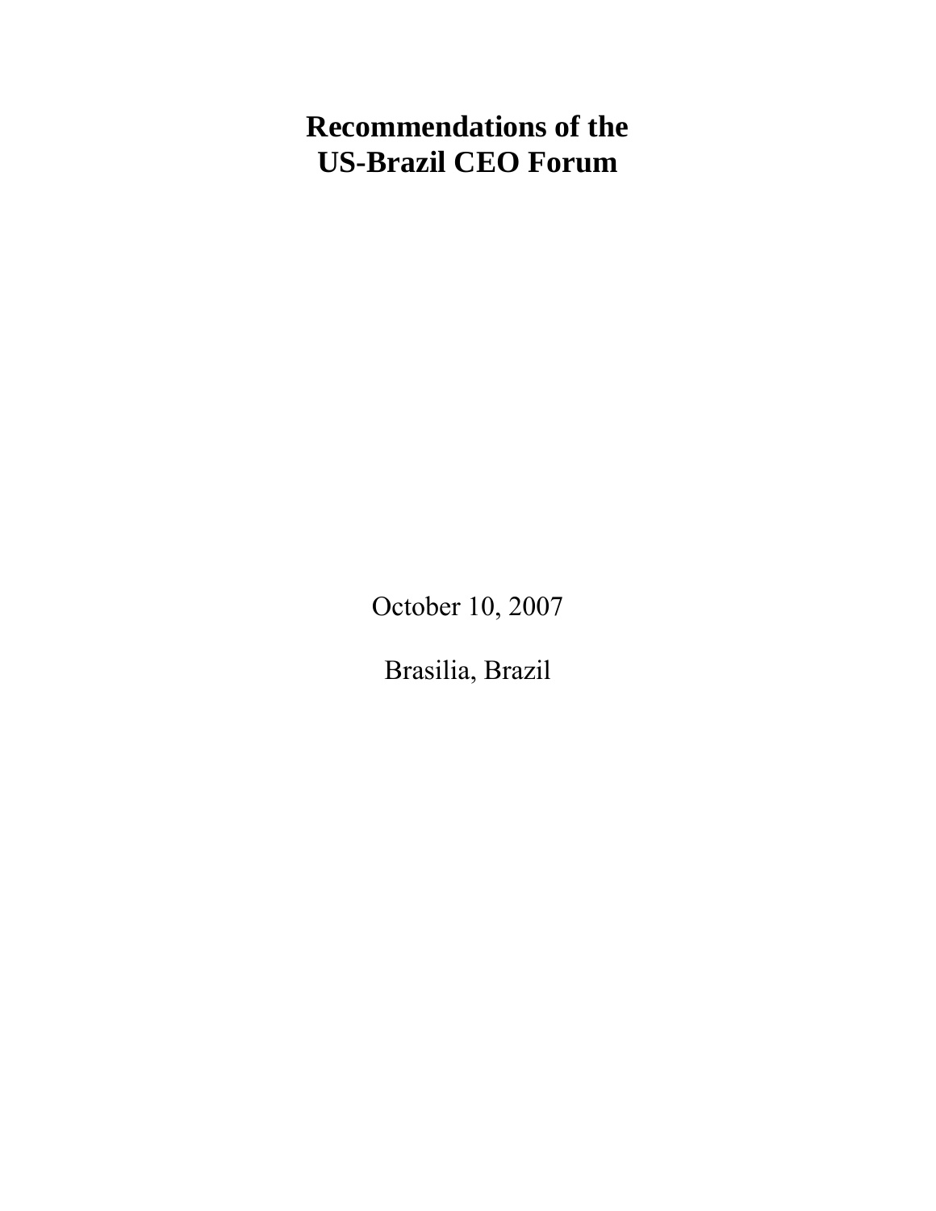# Recommendations of the US-Brazil CEO Forum

October 10, 2007

Brasilia, Brazil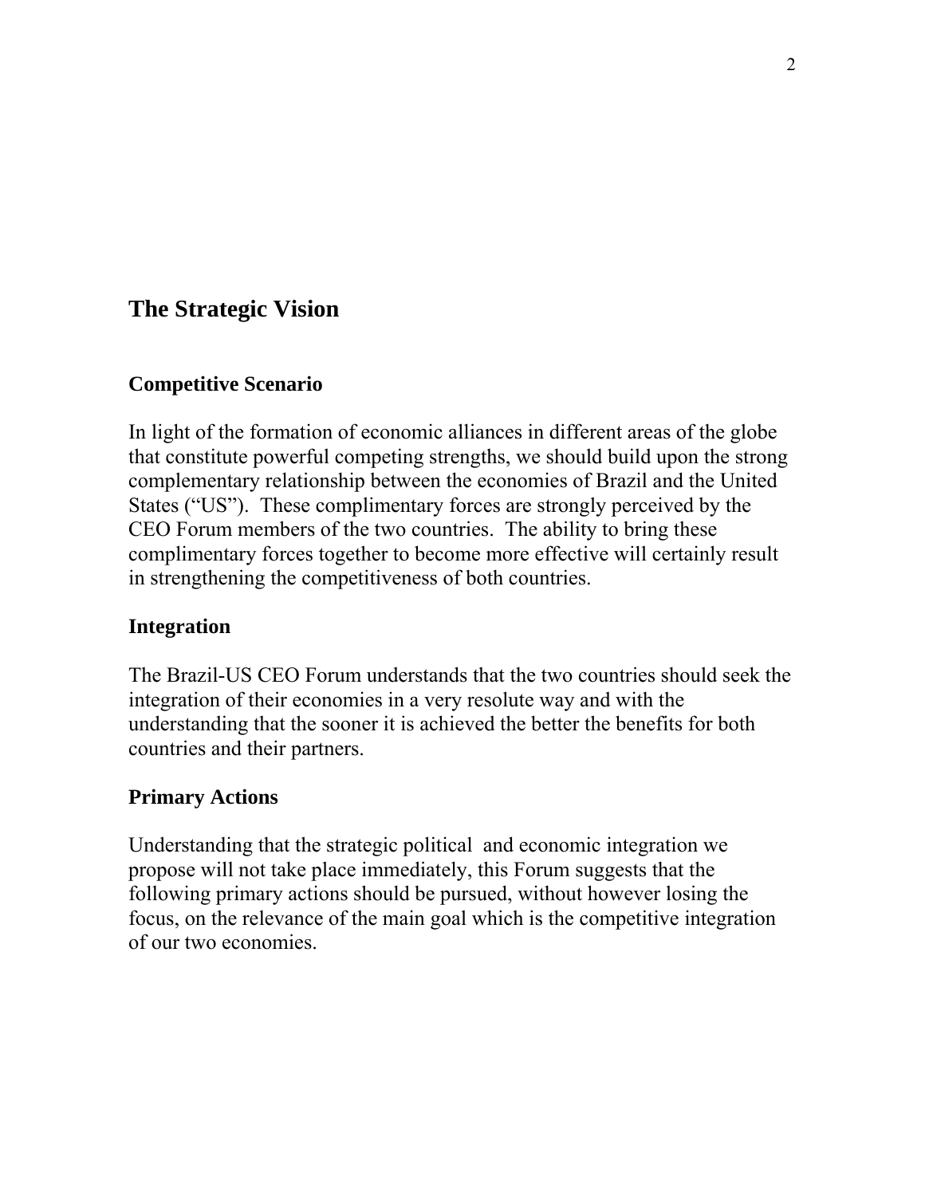## The Strategic Vision

### Competitive Scenario

In light of the formation of economic alliances in different areas of the globe that constitute powerful competing strengths, we should build upon the strong complementary relationship between the economies of Brazil and the United States ("US"). These complimentary forces are strongly perceived by the CEO Forum members of the two countries. The ability to bring these complimentary forces together to become more effective will certainly result in strengthening the competitiveness of both countries.

### Integration

The Brazil-US CEO Forum understands that the two countries should seek the integration of their economies in a very resolute way and with the understanding that the sooner it is achieved the better the benefits for both countries and their partners.

### Primary Actions

Understanding that the strategic political and economic integration we propose will not take place immediately, this Forum suggests that the following primary actions should be pursued, without however losing the focus, on the relevance of the main goal which is the competitive integration of our two economies.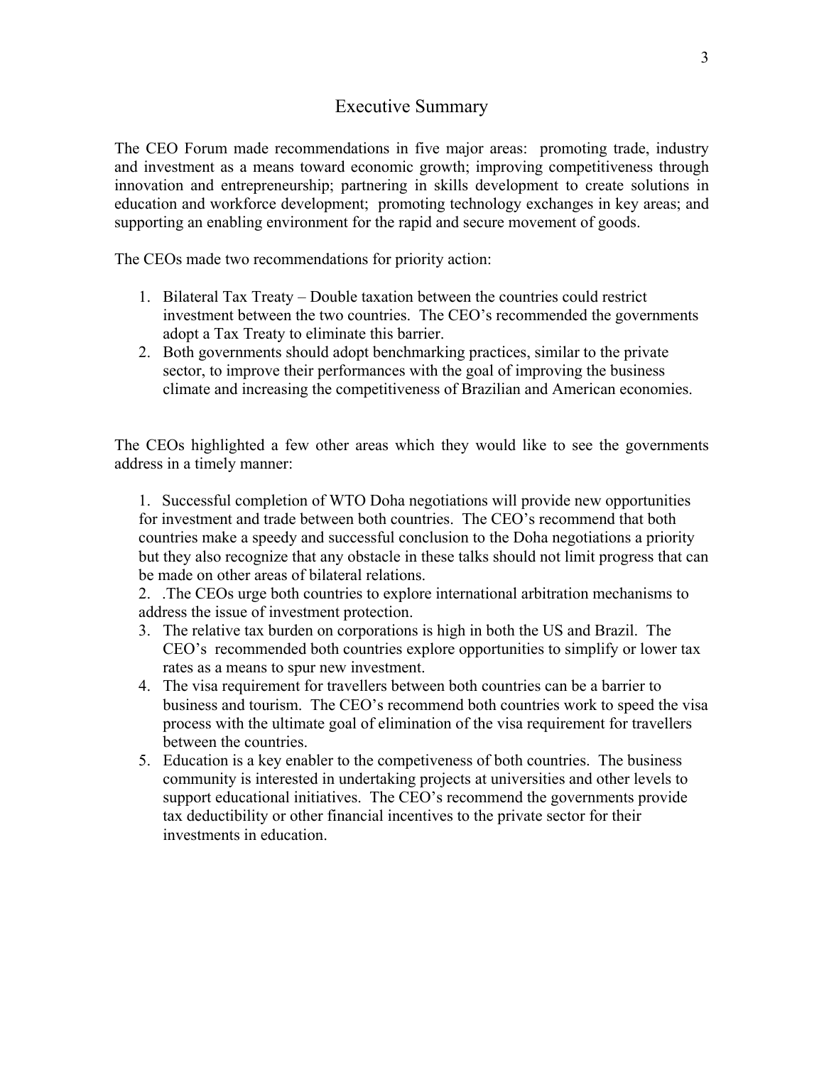# Executive Summary

The CEO Forum made recommendations in five major areas: promoting trade, industry and investment as a means toward economic growth; improving competitiveness through innovation and entrepreneurship; partnering in skills development to create solutions in education and workforce development; promoting technology exchanges in key areas; and supporting an enabling environment for the rapid and secure movement of goods.

The CEOs made two recommendations for priority action:

1. Bilateral Tax Treaty – Double taxation between the countries could restrict investment between the two countries. The CEO's recommended the governments adopt a Tax Treaty to eliminate this barrier.
2. Both governments should adopt benchmarking practices, similar to the private sector, to improve their performances with the goal of improving the business climate and increasing the competitiveness of Brazilian and American economies.

The CEOs highlighted a few other areas which they would like to see the governments address in a timely manner:

1. Successful completion of WTO Doha negotiations will provide new opportunities for investment and trade between both countries. The CEO's recommend that both countries make a speedy and successful conclusion to the Doha negotiations a priority but they also recognize that any obstacle in these talks should not limit progress that can be made on other areas of bilateral relations.
2. .The CEOs urge both countries to explore international arbitration mechanisms to address the issue of investment protection.
3. The relative tax burden on corporations is high in both the US and Brazil. The CEO's recommended both countries explore opportunities to simplify or lower tax rates as a means to spur new investment.
4. The visa requirement for travellers between both countries can be a barrier to business and tourism. The CEO's recommend both countries work to speed the visa process with the ultimate goal of elimination of the visa requirement for travellers between the countries.
5. Education is a key enabler to the competiveness of both countries. The business community is interested in undertaking projects at universities and other levels to support educational initiatives. The CEO's recommend the governments provide tax deductibility or other financial incentives to the private sector for their investments in education.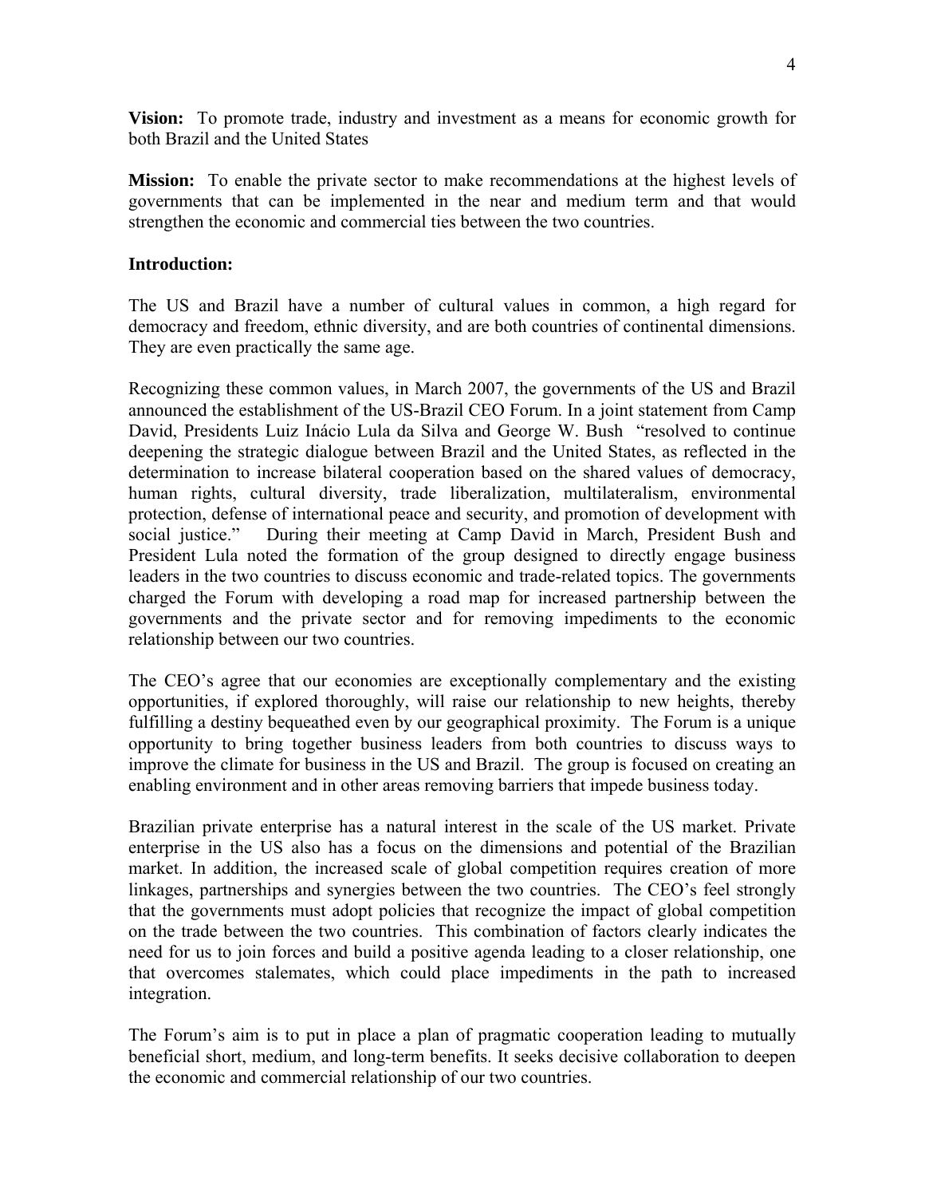**Vision:** To promote trade, industry and investment as a means for economic growth for both Brazil and the United States

**Mission:** To enable the private sector to make recommendations at the highest levels of governments that can be implemented in the near and medium term and that would strengthen the economic and commercial ties between the two countries.

**Introduction:**

The US and Brazil have a number of cultural values in common, a high regard for democracy and freedom, ethnic diversity, and are both countries of continental dimensions. They are even practically the same age.

Recognizing these common values, in March 2007, the governments of the US and Brazil announced the establishment of the US-Brazil CEO Forum. In a joint statement from Camp David, Presidents Luiz Inácio Lula da Silva and George W. Bush "resolved to continue deepening the strategic dialogue between Brazil and the United States, as reflected in the determination to increase bilateral cooperation based on the shared values of democracy, human rights, cultural diversity, trade liberalization, multilateralism, environmental protection, defense of international peace and security, and promotion of development with social justice." During their meeting at Camp David in March, President Bush and President Lula noted the formation of the group designed to directly engage business leaders in the two countries to discuss economic and trade-related topics. The governments charged the Forum with developing a road map for increased partnership between the governments and the private sector and for removing impediments to the economic relationship between our two countries.

The CEO's agree that our economies are exceptionally complementary and the existing opportunities, if explored thoroughly, will raise our relationship to new heights, thereby fulfilling a destiny bequeathed even by our geographical proximity. The Forum is a unique opportunity to bring together business leaders from both countries to discuss ways to improve the climate for business in the US and Brazil. The group is focused on creating an enabling environment and in other areas removing barriers that impede business today.

Brazilian private enterprise has a natural interest in the scale of the US market. Private enterprise in the US also has a focus on the dimensions and potential of the Brazilian market. In addition, the increased scale of global competition requires creation of more linkages, partnerships and synergies between the two countries. The CEO's feel strongly that the governments must adopt policies that recognize the impact of global competition on the trade between the two countries. This combination of factors clearly indicates the need for us to join forces and build a positive agenda leading to a closer relationship, one that overcomes stalemates, which could place impediments in the path to increased integration.

The Forum's aim is to put in place a plan of pragmatic cooperation leading to mutually beneficial short, medium, and long-term benefits. It seeks decisive collaboration to deepen the economic and commercial relationship of our two countries.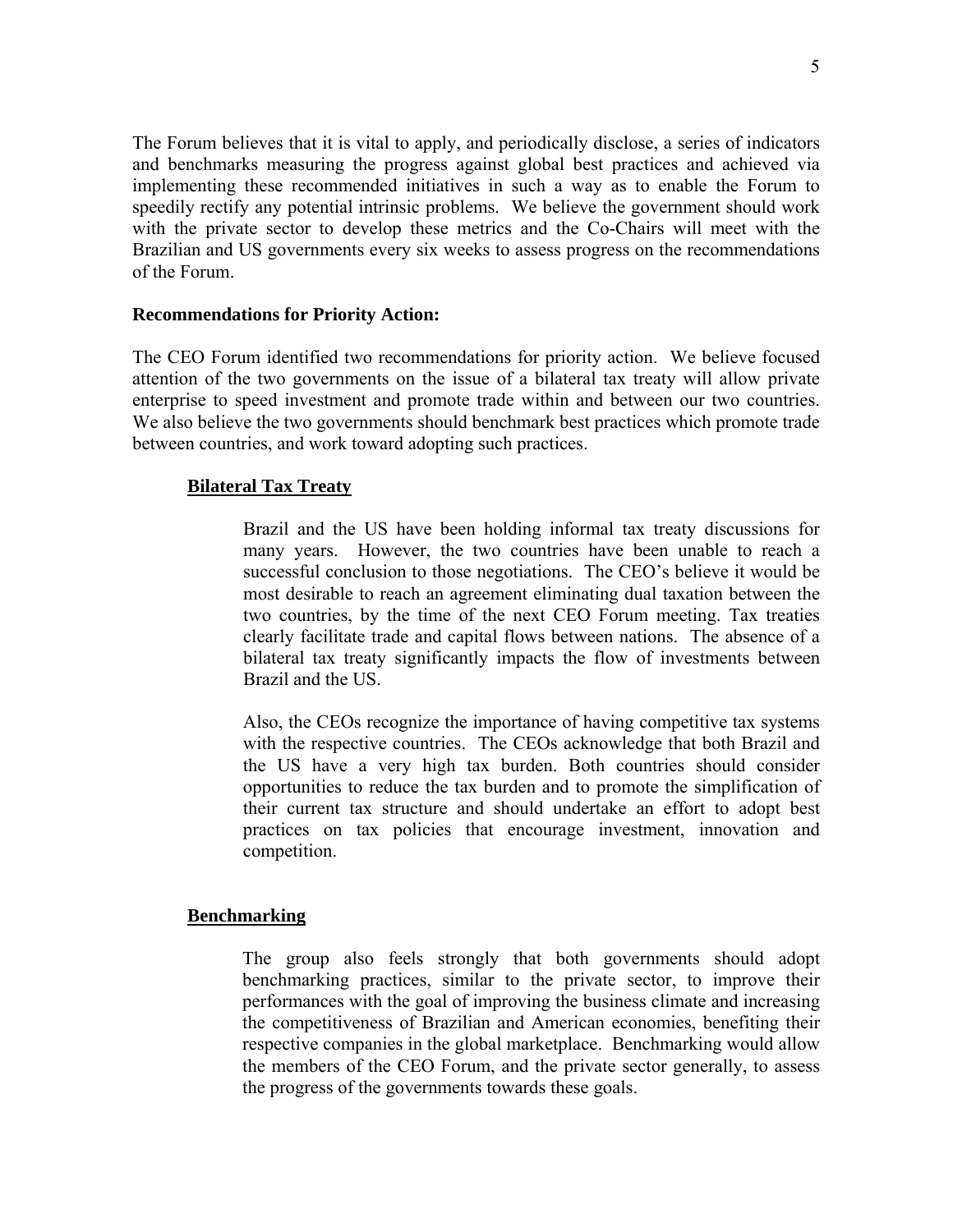The Forum believes that it is vital to apply, and periodically disclose, a series of indicators and benchmarks measuring the progress against global best practices and achieved via implementing these recommended initiatives in such a way as to enable the Forum to speedily rectify any potential intrinsic problems. We believe the government should work with the private sector to develop these metrics and the Co-Chairs will meet with the Brazilian and US governments every six weeks to assess progress on the recommendations of the Forum.

**Recommendations for Priority Action:**

The CEO Forum identified two recommendations for priority action. We believe focused attention of the two governments on the issue of a bilateral tax treaty will allow private enterprise to speed investment and promote trade within and between our two countries. We also believe the two governments should benchmark best practices which promote trade between countries, and work toward adopting such practices.

**Bilateral Tax Treaty**

Brazil and the US have been holding informal tax treaty discussions for many years. However, the two countries have been unable to reach a successful conclusion to those negotiations. The CEO's believe it would be most desirable to reach an agreement eliminating dual taxation between the two countries, by the time of the next CEO Forum meeting. Tax treaties clearly facilitate trade and capital flows between nations. The absence of a bilateral tax treaty significantly impacts the flow of investments between Brazil and the US.

Also, the CEOs recognize the importance of having competitive tax systems with the respective countries. The CEOs acknowledge that both Brazil and the US have a very high tax burden. Both countries should consider opportunities to reduce the tax burden and to promote the simplification of their current tax structure and should undertake an effort to adopt best practices on tax policies that encourage investment, innovation and competition.

**Benchmarking**

The group also feels strongly that both governments should adopt benchmarking practices, similar to the private sector, to improve their performances with the goal of improving the business climate and increasing the competitiveness of Brazilian and American economies, benefiting their respective companies in the global marketplace. Benchmarking would allow the members of the CEO Forum, and the private sector generally, to assess the progress of the governments towards these goals.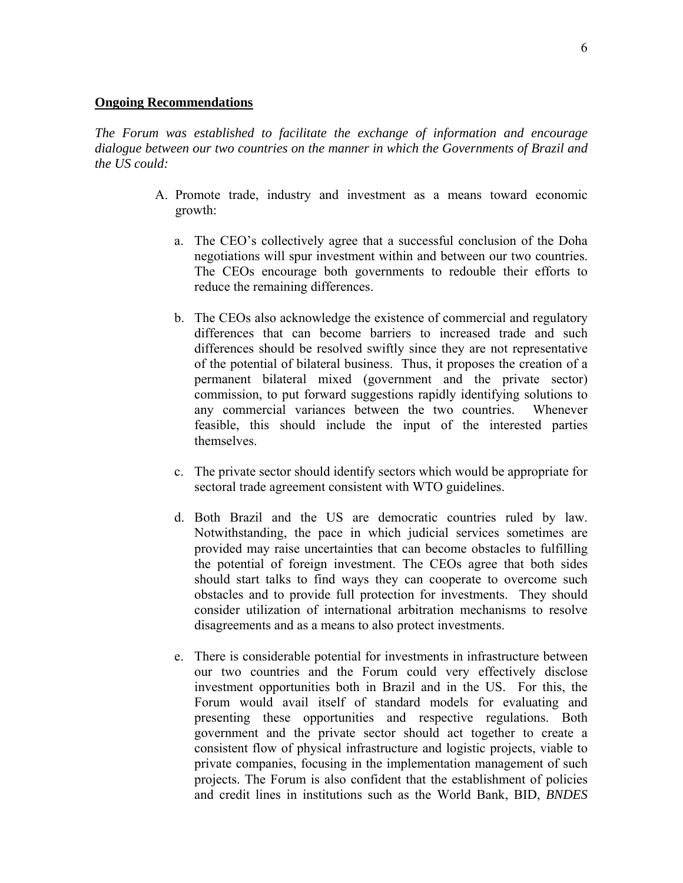**Ongoing Recommendations**

*The Forum was established to facilitate the exchange of information and encourage dialogue between our two countries on the manner in which the Governments of Brazil and the US could:*

A. Promote trade, industry and investment as a means toward economic growth:

   a. The CEO's collectively agree that a successful conclusion of the Doha negotiations will spur investment within and between our two countries. The CEOs encourage both governments to redouble their efforts to reduce the remaining differences.

   b. The CEOs also acknowledge the existence of commercial and regulatory differences that can become barriers to increased trade and such differences should be resolved swiftly since they are not representative of the potential of bilateral business. Thus, it proposes the creation of a permanent bilateral mixed (government and the private sector) commission, to put forward suggestions rapidly identifying solutions to any commercial variances between the two countries. Whenever feasible, this should include the input of the interested parties themselves.

   c. The private sector should identify sectors which would be appropriate for sectoral trade agreement consistent with WTO guidelines.

   d. Both Brazil and the US are democratic countries ruled by law. Notwithstanding, the pace in which judicial services sometimes are provided may raise uncertainties that can become obstacles to fulfilling the potential of foreign investment. The CEOs agree that both sides should start talks to find ways they can cooperate to overcome such obstacles and to provide full protection for investments. They should consider utilization of international arbitration mechanisms to resolve disagreements and as a means to also protect investments.

   e. There is considerable potential for investments in infrastructure between our two countries and the Forum could very effectively disclose investment opportunities both in Brazil and in the US. For this, the Forum would avail itself of standard models for evaluating and presenting these opportunities and respective regulations. Both government and the private sector should act together to create a consistent flow of physical infrastructure and logistic projects, viable to private companies, focusing in the implementation management of such projects. The Forum is also confident that the establishment of policies and credit lines in institutions such as the World Bank, BID, *BNDES*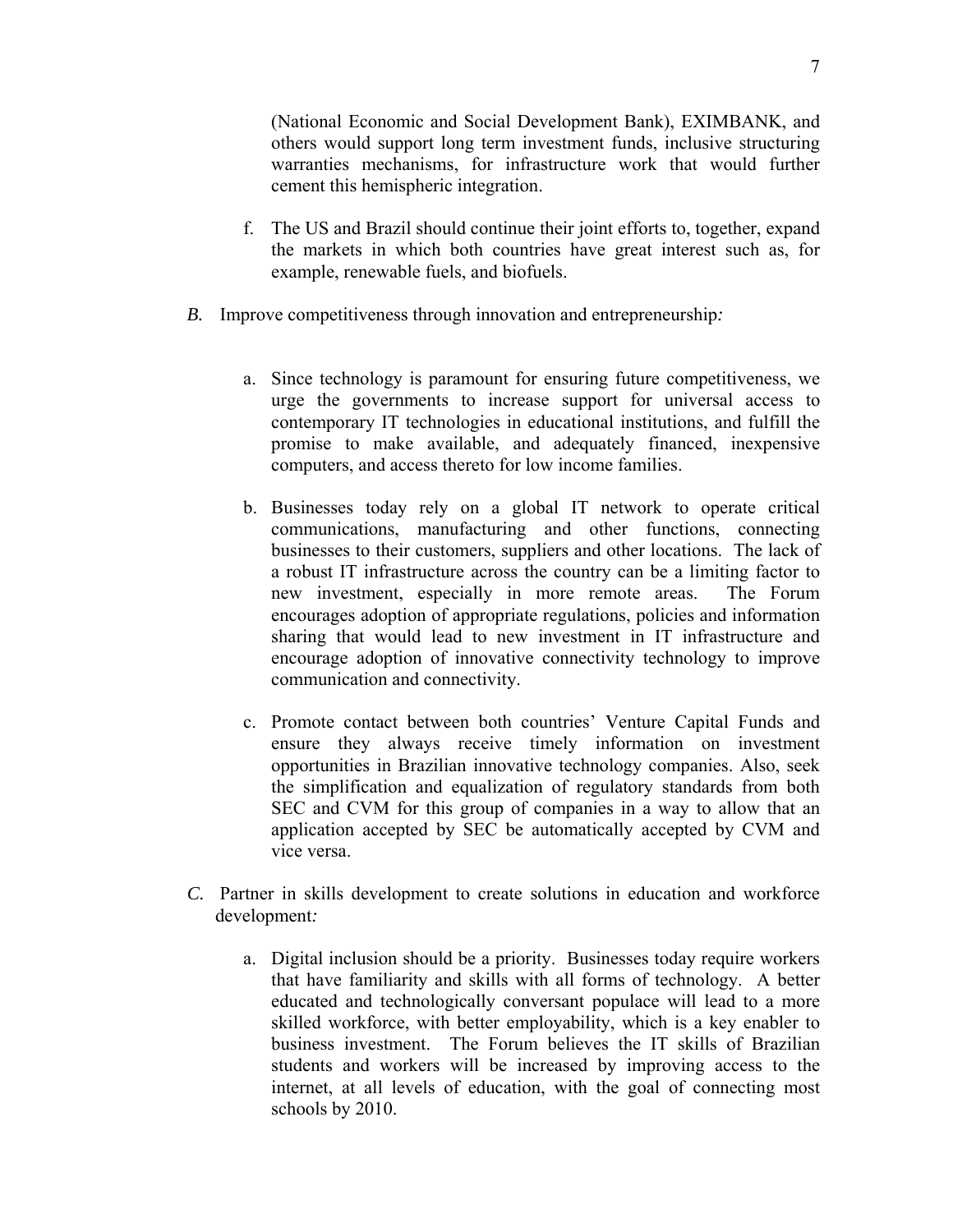(National Economic and Social Development Bank), EXIMBANK, and others would support long term investment funds, inclusive structuring warranties mechanisms, for infrastructure work that would further cement this hemispheric integration.

f. The US and Brazil should continue their joint efforts to, together, expand the markets in which both countries have great interest such as, for example, renewable fuels, and biofuels.

*B.* Improve competitiveness through innovation and entrepreneurship*:*

a. Since technology is paramount for ensuring future competitiveness, we urge the governments to increase support for universal access to contemporary IT technologies in educational institutions, and fulfill the promise to make available, and adequately financed, inexpensive computers, and access thereto for low income families.

b. Businesses today rely on a global IT network to operate critical communications, manufacturing and other functions, connecting businesses to their customers, suppliers and other locations. The lack of a robust IT infrastructure across the country can be a limiting factor to new investment, especially in more remote areas. The Forum encourages adoption of appropriate regulations, policies and information sharing that would lead to new investment in IT infrastructure and encourage adoption of innovative connectivity technology to improve communication and connectivity.

c. Promote contact between both countries' Venture Capital Funds and ensure they always receive timely information on investment opportunities in Brazilian innovative technology companies. Also, seek the simplification and equalization of regulatory standards from both SEC and CVM for this group of companies in a way to allow that an application accepted by SEC be automatically accepted by CVM and vice versa.

*C.* Partner in skills development to create solutions in education and workforce development*:*

a. Digital inclusion should be a priority. Businesses today require workers that have familiarity and skills with all forms of technology. A better educated and technologically conversant populace will lead to a more skilled workforce, with better employability, which is a key enabler to business investment. The Forum believes the IT skills of Brazilian students and workers will be increased by improving access to the internet, at all levels of education, with the goal of connecting most schools by 2010.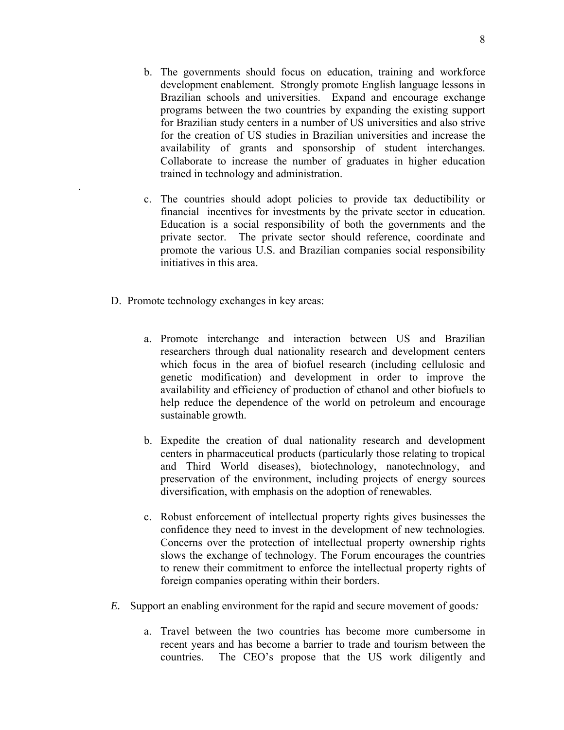b. The governments should focus on education, training and workforce development enablement. Strongly promote English language lessons in Brazilian schools and universities. Expand and encourage exchange programs between the two countries by expanding the existing support for Brazilian study centers in a number of US universities and also strive for the creation of US studies in Brazilian universities and increase the availability of grants and sponsorship of student interchanges. Collaborate to increase the number of graduates in higher education trained in technology and administration.

c. The countries should adopt policies to provide tax deductibility or financial incentives for investments by the private sector in education. Education is a social responsibility of both the governments and the private sector. The private sector should reference, coordinate and promote the various U.S. and Brazilian companies social responsibility initiatives in this area.

D. Promote technology exchanges in key areas:

a. Promote interchange and interaction between US and Brazilian researchers through dual nationality research and development centers which focus in the area of biofuel research (including cellulosic and genetic modification) and development in order to improve the availability and efficiency of production of ethanol and other biofuels to help reduce the dependence of the world on petroleum and encourage sustainable growth.

b. Expedite the creation of dual nationality research and development centers in pharmaceutical products (particularly those relating to tropical and Third World diseases), biotechnology, nanotechnology, and preservation of the environment, including projects of energy sources diversification, with emphasis on the adoption of renewables.

c. Robust enforcement of intellectual property rights gives businesses the confidence they need to invest in the development of new technologies. Concerns over the protection of intellectual property ownership rights slows the exchange of technology. The Forum encourages the countries to renew their commitment to enforce the intellectual property rights of foreign companies operating within their borders.

*E.* Support an enabling environment for the rapid and secure movement of goods*:*

a. Travel between the two countries has become more cumbersome in recent years and has become a barrier to trade and tourism between the countries. The CEO's propose that the US work diligently and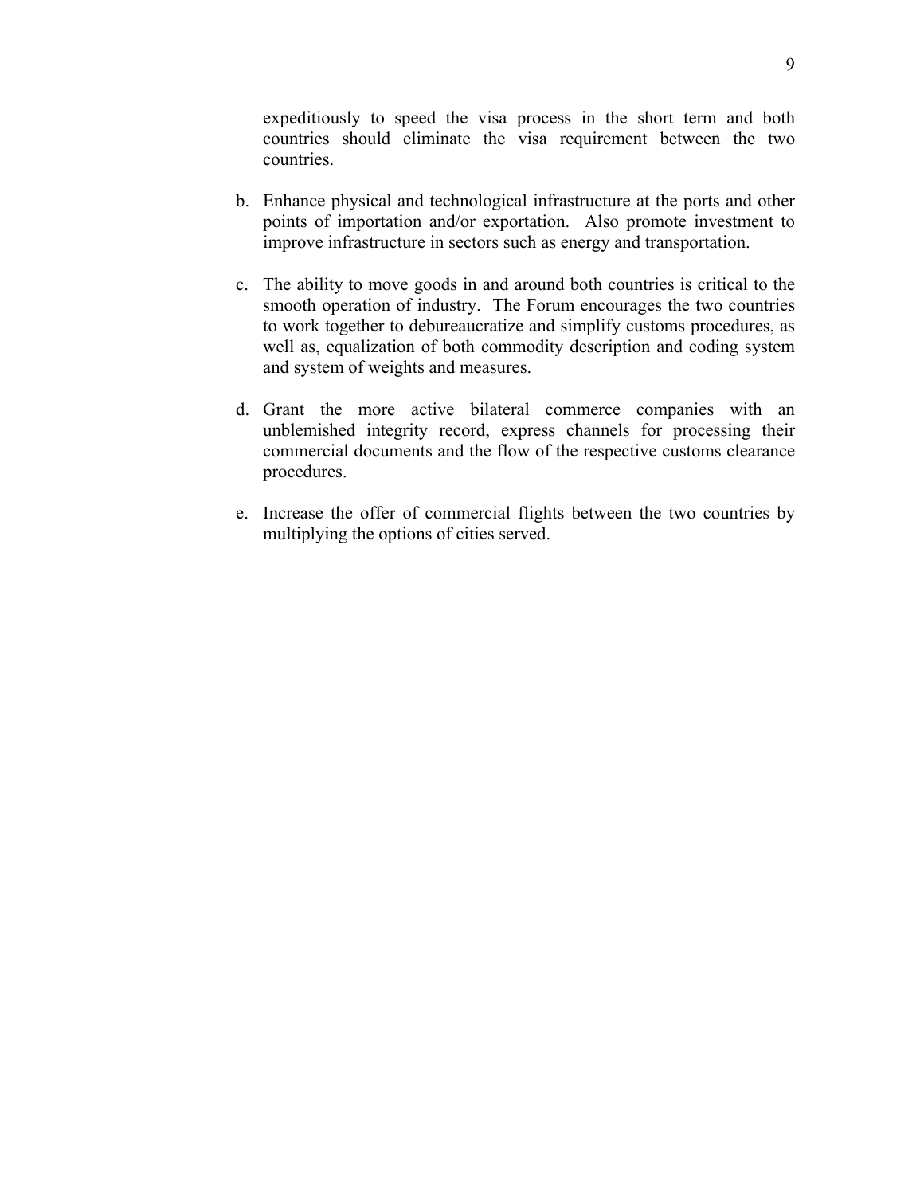expeditiously to speed the visa process in the short term and both countries should eliminate the visa requirement between the two countries.

b. Enhance physical and technological infrastructure at the ports and other points of importation and/or exportation. Also promote investment to improve infrastructure in sectors such as energy and transportation.

c. The ability to move goods in and around both countries is critical to the smooth operation of industry. The Forum encourages the two countries to work together to debureaucratize and simplify customs procedures, as well as, equalization of both commodity description and coding system and system of weights and measures.

d. Grant the more active bilateral commerce companies with an unblemished integrity record, express channels for processing their commercial documents and the flow of the respective customs clearance procedures.

e. Increase the offer of commercial flights between the two countries by multiplying the options of cities served.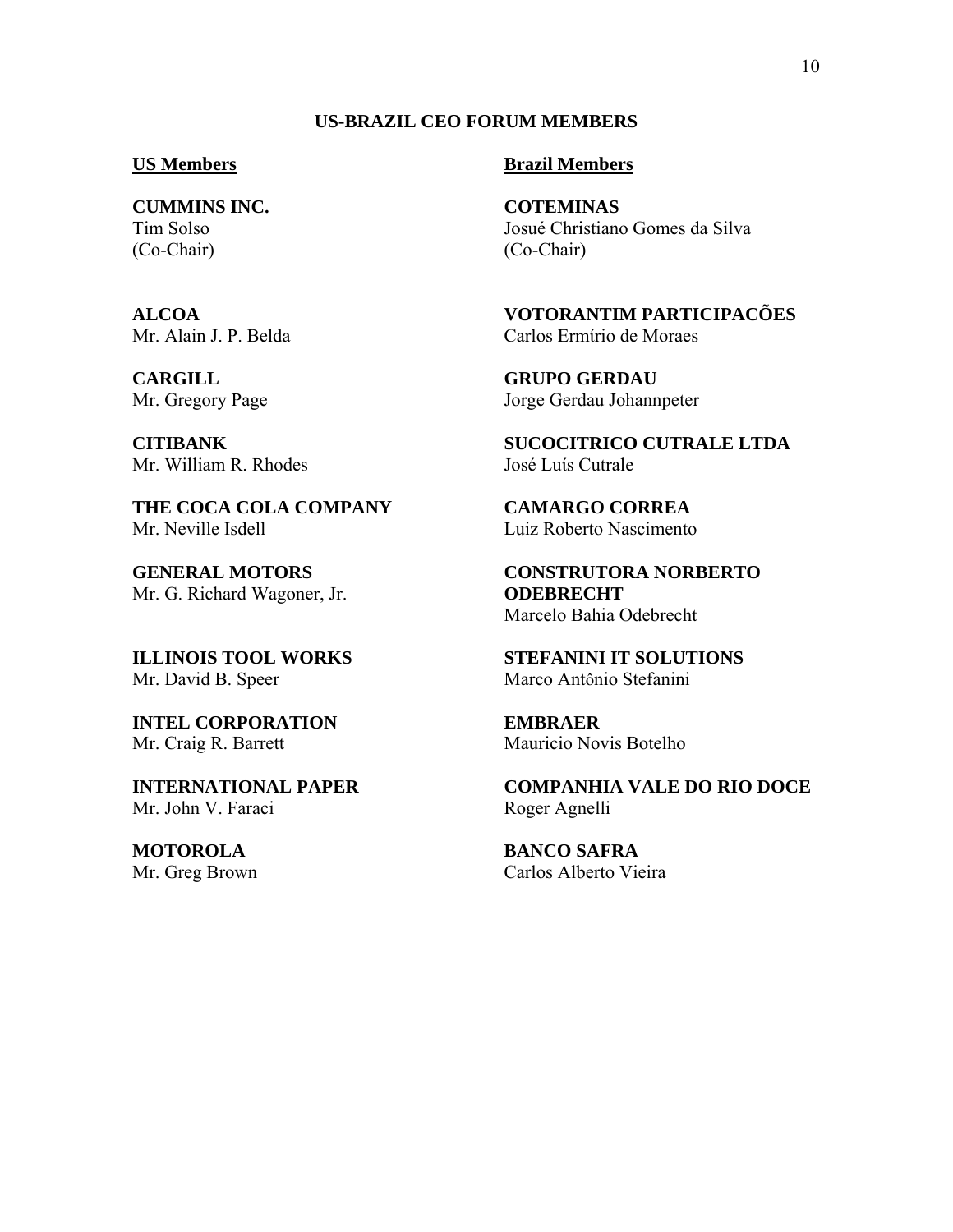## US-BRAZIL CEO FORUM MEMBERS

### US Members

**CUMMINS INC.**
Tim Solso
(Co-Chair)

**ALCOA**
Mr. Alain J. P. Belda

**CARGILL**
Mr. Gregory Page

**CITIBANK**
Mr. William R. Rhodes

**THE COCA COLA COMPANY**
Mr. Neville Isdell

**GENERAL MOTORS**
Mr. G. Richard Wagoner, Jr.

**ILLINOIS TOOL WORKS**
Mr. David B. Speer

**INTEL CORPORATION**
Mr. Craig R. Barrett

**INTERNATIONAL PAPER**
Mr. John V. Faraci

**MOTOROLA**
Mr. Greg Brown

### Brazil Members

**COTEMINAS**
Josué Christiano Gomes da Silva
(Co-Chair)

**VOTORANTIM PARTICIPACÕES**
Carlos Ermírio de Moraes

**GRUPO GERDAU**
Jorge Gerdau Johannpeter

**SUCOCITRICO CUTRALE LTDA**
José Luís Cutrale

**CAMARGO CORREA**
Luiz Roberto Nascimento

**CONSTRUTORA NORBERTO ODEBRECHT**
Marcelo Bahia Odebrecht

**STEFANINI IT SOLUTIONS**
Marco Antônio Stefanini

**EMBRAER**
Mauricio Novis Botelho

**COMPANHIA VALE DO RIO DOCE**
Roger Agnelli

**BANCO SAFRA**
Carlos Alberto Vieira